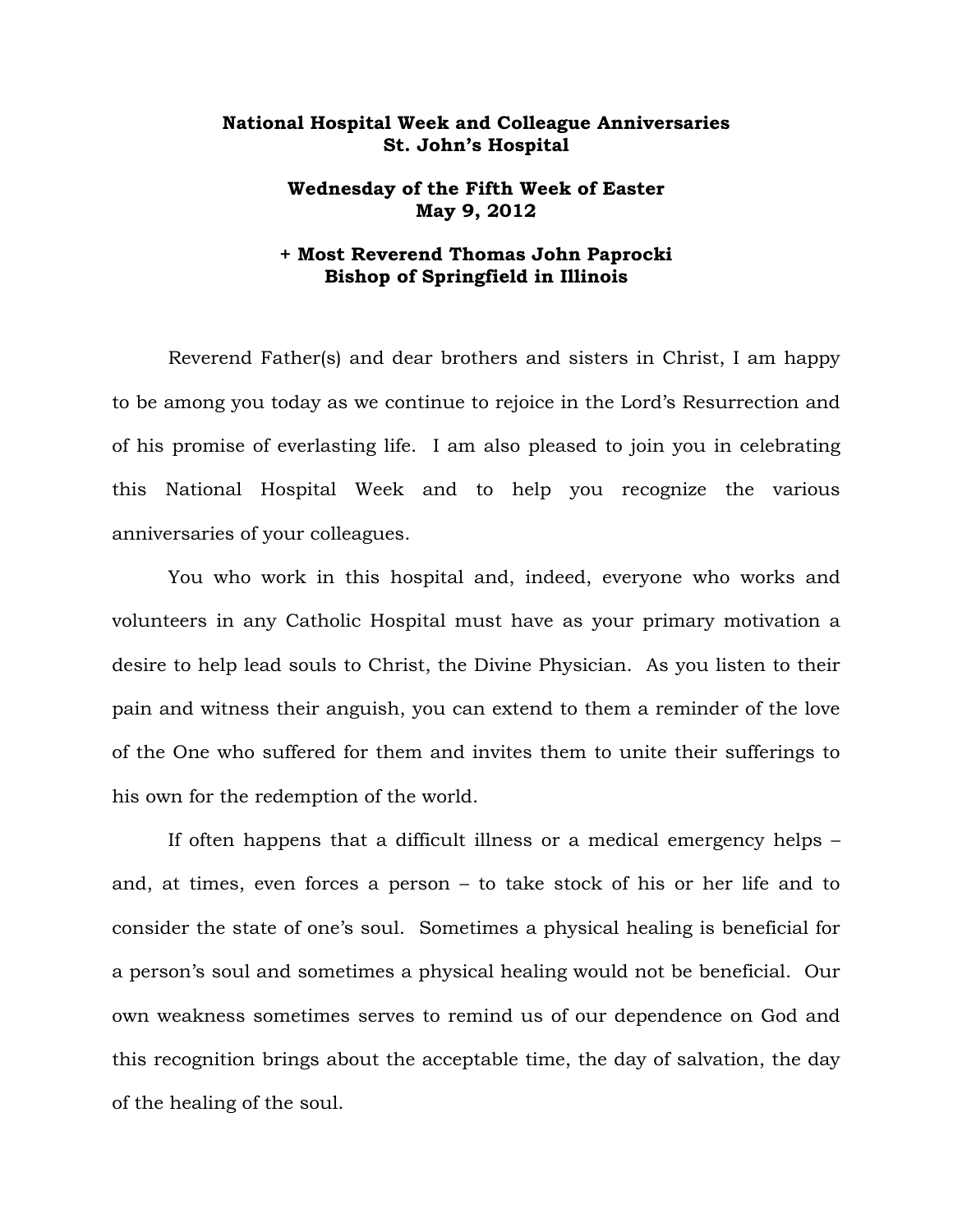**National Hospital Week and Colleague Anniversaries**
**St. John's Hospital**

**Wednesday of the Fifth Week of Easter**
**May 9, 2012**

**+ Most Reverend Thomas John Paprocki**
**Bishop of Springfield in Illinois**

Reverend Father(s) and dear brothers and sisters in Christ, I am happy to be among you today as we continue to rejoice in the Lord's Resurrection and of his promise of everlasting life. I am also pleased to join you in celebrating this National Hospital Week and to help you recognize the various anniversaries of your colleagues.

You who work in this hospital and, indeed, everyone who works and volunteers in any Catholic Hospital must have as your primary motivation a desire to help lead souls to Christ, the Divine Physician. As you listen to their pain and witness their anguish, you can extend to them a reminder of the love of the One who suffered for them and invites them to unite their sufferings to his own for the redemption of the world.

If often happens that a difficult illness or a medical emergency helps – and, at times, even forces a person – to take stock of his or her life and to consider the state of one's soul. Sometimes a physical healing is beneficial for a person's soul and sometimes a physical healing would not be beneficial. Our own weakness sometimes serves to remind us of our dependence on God and this recognition brings about the acceptable time, the day of salvation, the day of the healing of the soul.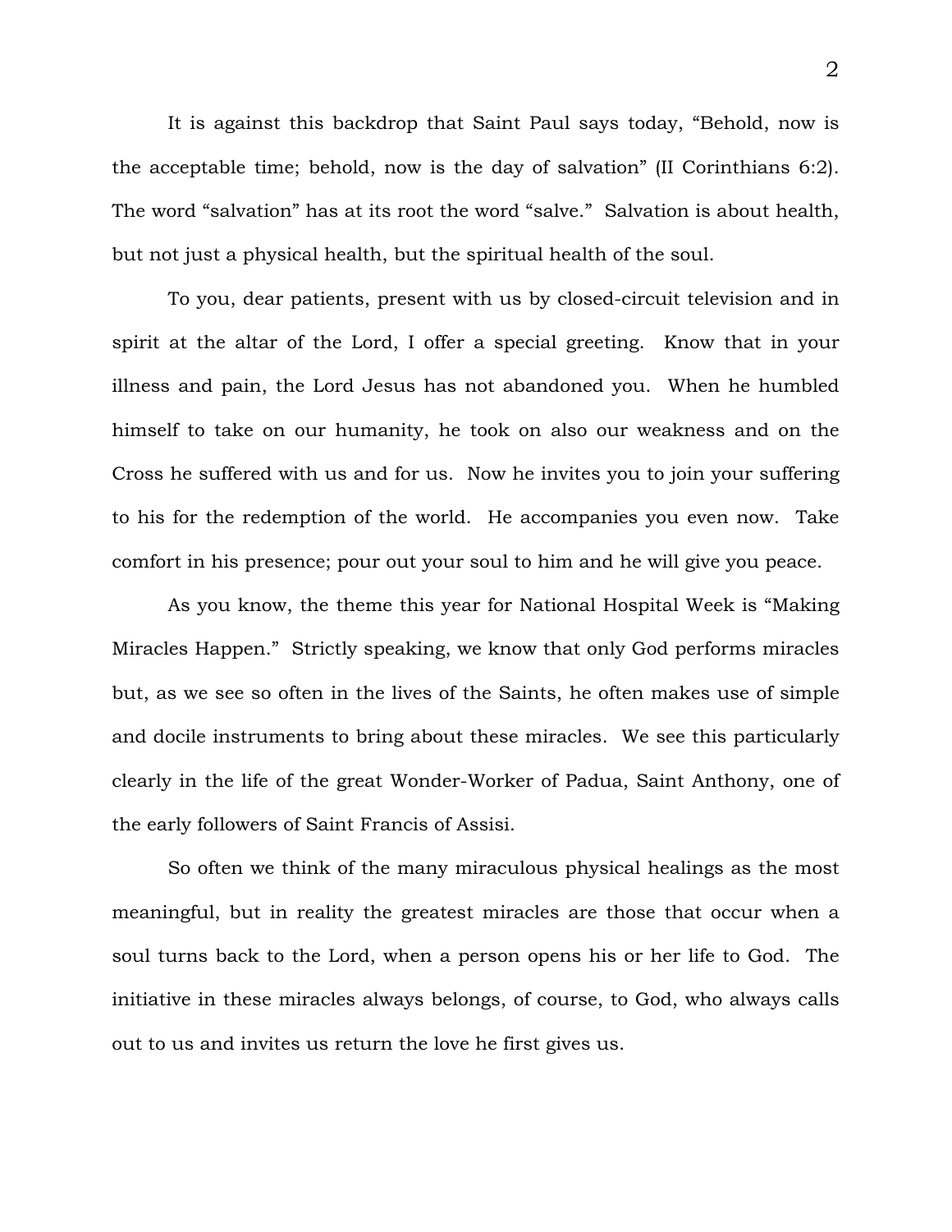It is against this backdrop that Saint Paul says today, "Behold, now is the acceptable time; behold, now is the day of salvation" (II Corinthians 6:2). The word "salvation" has at its root the word "salve." Salvation is about health, but not just a physical health, but the spiritual health of the soul.

To you, dear patients, present with us by closed-circuit television and in spirit at the altar of the Lord, I offer a special greeting. Know that in your illness and pain, the Lord Jesus has not abandoned you. When he humbled himself to take on our humanity, he took on also our weakness and on the Cross he suffered with us and for us. Now he invites you to join your suffering to his for the redemption of the world. He accompanies you even now. Take comfort in his presence; pour out your soul to him and he will give you peace.

As you know, the theme this year for National Hospital Week is "Making Miracles Happen." Strictly speaking, we know that only God performs miracles but, as we see so often in the lives of the Saints, he often makes use of simple and docile instruments to bring about these miracles. We see this particularly clearly in the life of the great Wonder-Worker of Padua, Saint Anthony, one of the early followers of Saint Francis of Assisi.

So often we think of the many miraculous physical healings as the most meaningful, but in reality the greatest miracles are those that occur when a soul turns back to the Lord, when a person opens his or her life to God. The initiative in these miracles always belongs, of course, to God, who always calls out to us and invites us return the love he first gives us.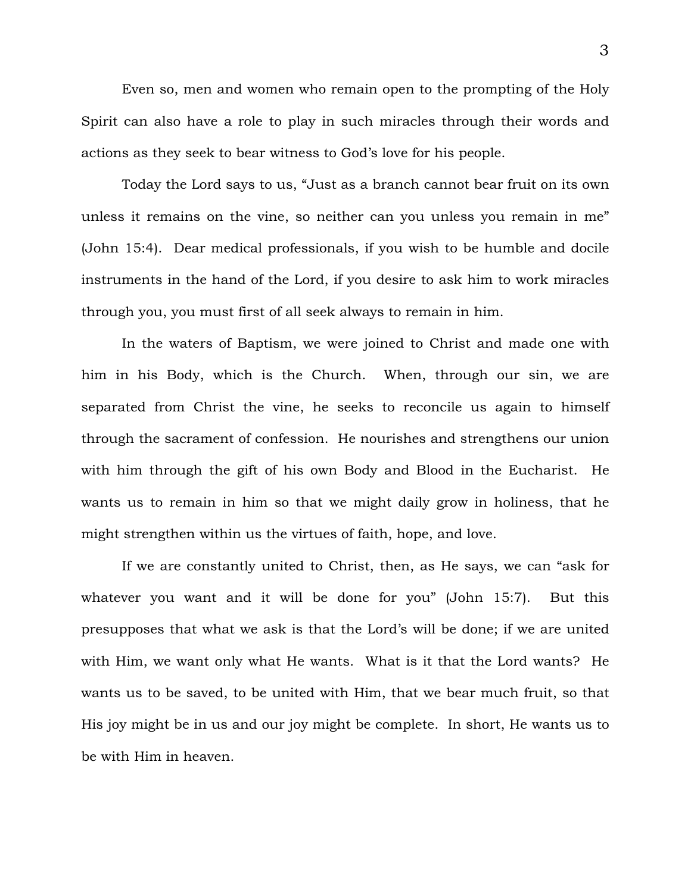Even so, men and women who remain open to the prompting of the Holy Spirit can also have a role to play in such miracles through their words and actions as they seek to bear witness to God's love for his people.

Today the Lord says to us, "Just as a branch cannot bear fruit on its own unless it remains on the vine, so neither can you unless you remain in me" (John 15:4). Dear medical professionals, if you wish to be humble and docile instruments in the hand of the Lord, if you desire to ask him to work miracles through you, you must first of all seek always to remain in him.

In the waters of Baptism, we were joined to Christ and made one with him in his Body, which is the Church. When, through our sin, we are separated from Christ the vine, he seeks to reconcile us again to himself through the sacrament of confession. He nourishes and strengthens our union with him through the gift of his own Body and Blood in the Eucharist. He wants us to remain in him so that we might daily grow in holiness, that he might strengthen within us the virtues of faith, hope, and love.

If we are constantly united to Christ, then, as He says, we can "ask for whatever you want and it will be done for you" (John 15:7). But this presupposes that what we ask is that the Lord's will be done; if we are united with Him, we want only what He wants. What is it that the Lord wants? He wants us to be saved, to be united with Him, that we bear much fruit, so that His joy might be in us and our joy might be complete. In short, He wants us to be with Him in heaven.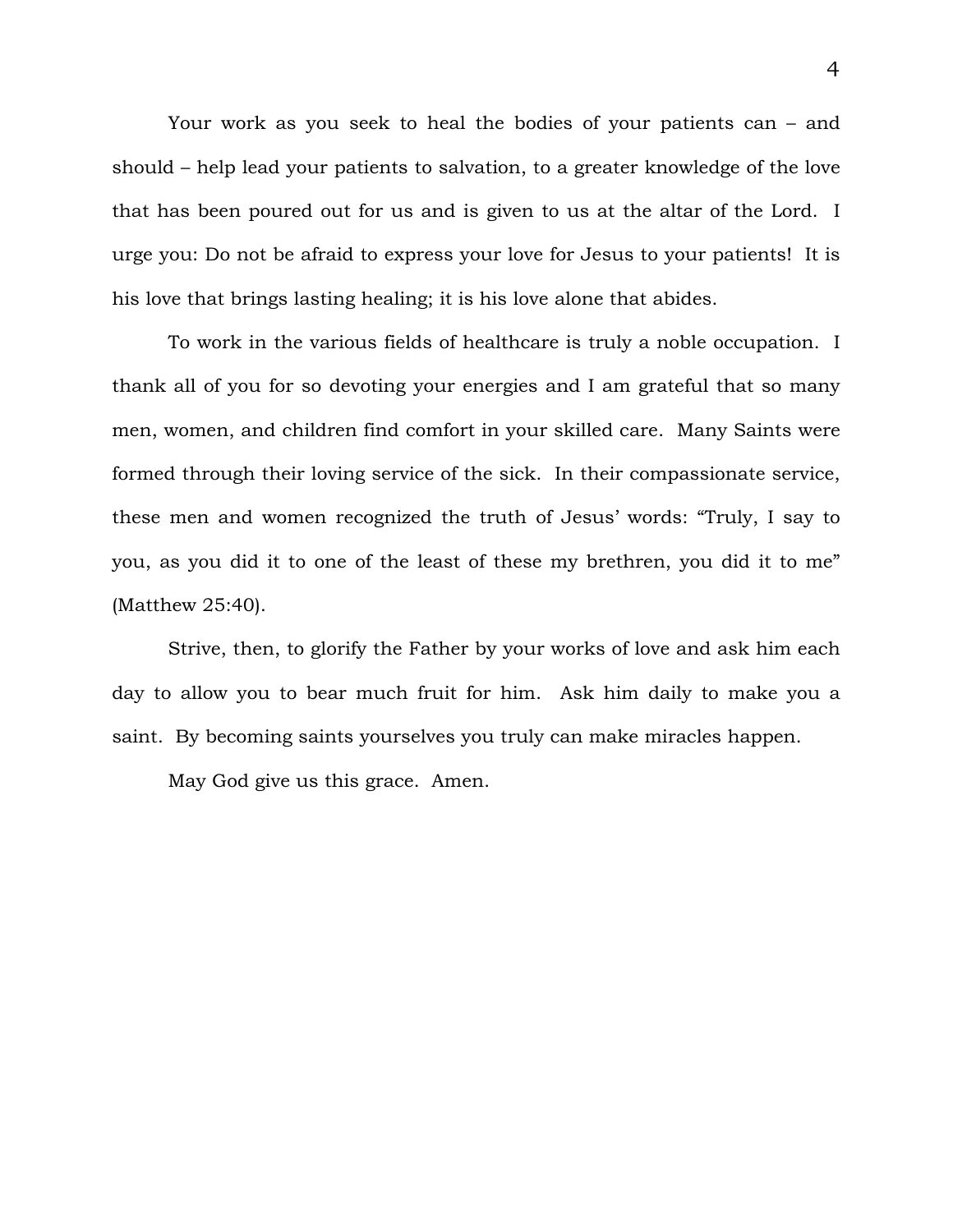Your work as you seek to heal the bodies of your patients can – and should – help lead your patients to salvation, to a greater knowledge of the love that has been poured out for us and is given to us at the altar of the Lord. I urge you: Do not be afraid to express your love for Jesus to your patients! It is his love that brings lasting healing; it is his love alone that abides.

To work in the various fields of healthcare is truly a noble occupation. I thank all of you for so devoting your energies and I am grateful that so many men, women, and children find comfort in your skilled care. Many Saints were formed through their loving service of the sick. In their compassionate service, these men and women recognized the truth of Jesus' words: "Truly, I say to you, as you did it to one of the least of these my brethren, you did it to me" (Matthew 25:40).

Strive, then, to glorify the Father by your works of love and ask him each day to allow you to bear much fruit for him. Ask him daily to make you a saint. By becoming saints yourselves you truly can make miracles happen.

May God give us this grace. Amen.